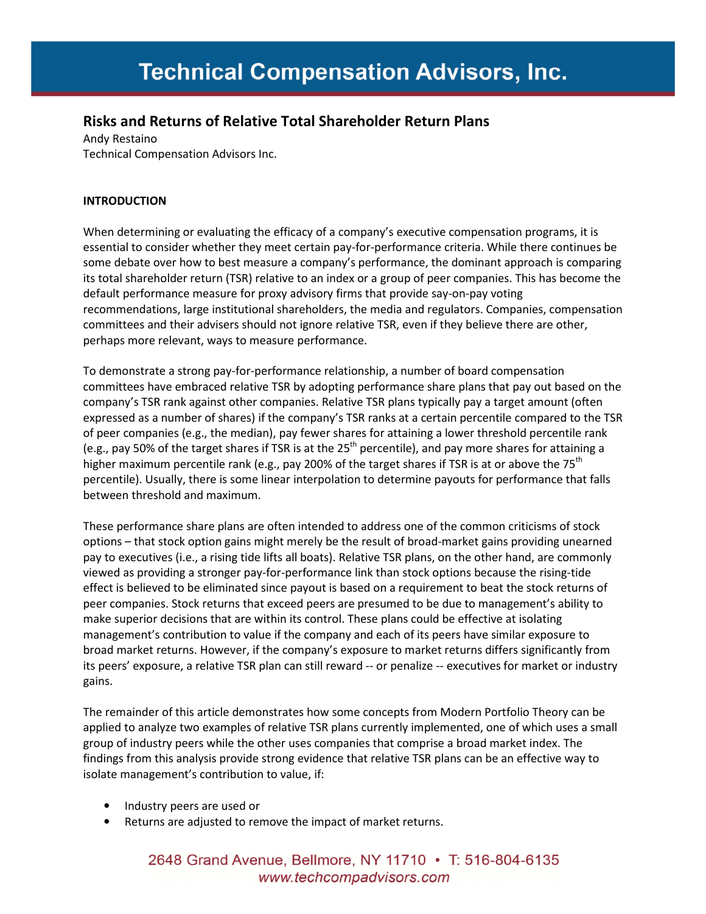# Risks and Returns of Relative Total Shareholder Return Plans

Andy Restaino
Technical Compensation Advisors Inc.

**INTRODUCTION**

When determining or evaluating the efficacy of a company's executive compensation programs, it is essential to consider whether they meet certain pay-for-performance criteria. While there continues be some debate over how to best measure a company's performance, the dominant approach is comparing its total shareholder return (TSR) relative to an index or a group of peer companies. This has become the default performance measure for proxy advisory firms that provide say-on-pay voting recommendations, large institutional shareholders, the media and regulators. Companies, compensation committees and their advisers should not ignore relative TSR, even if they believe there are other, perhaps more relevant, ways to measure performance.

To demonstrate a strong pay-for-performance relationship, a number of board compensation committees have embraced relative TSR by adopting performance share plans that pay out based on the company's TSR rank against other companies. Relative TSR plans typically pay a target amount (often expressed as a number of shares) if the company's TSR ranks at a certain percentile compared to the TSR of peer companies (e.g., the median), pay fewer shares for attaining a lower threshold percentile rank (e.g., pay 50% of the target shares if TSR is at the 25th percentile), and pay more shares for attaining a higher maximum percentile rank (e.g., pay 200% of the target shares if TSR is at or above the 75th percentile). Usually, there is some linear interpolation to determine payouts for performance that falls between threshold and maximum.

These performance share plans are often intended to address one of the common criticisms of stock options – that stock option gains might merely be the result of broad-market gains providing unearned pay to executives (i.e., a rising tide lifts all boats). Relative TSR plans, on the other hand, are commonly viewed as providing a stronger pay-for-performance link than stock options because the rising-tide effect is believed to be eliminated since payout is based on a requirement to beat the stock returns of peer companies. Stock returns that exceed peers are presumed to be due to management's ability to make superior decisions that are within its control. These plans could be effective at isolating management's contribution to value if the company and each of its peers have similar exposure to broad market returns. However, if the company's exposure to market returns differs significantly from its peers' exposure, a relative TSR plan can still reward -- or penalize -- executives for market or industry gains.

The remainder of this article demonstrates how some concepts from Modern Portfolio Theory can be applied to analyze two examples of relative TSR plans currently implemented, one of which uses a small group of industry peers while the other uses companies that comprise a broad market index. The findings from this analysis provide strong evidence that relative TSR plans can be an effective way to isolate management's contribution to value, if:

- Industry peers are used or
- Returns are adjusted to remove the impact of market returns.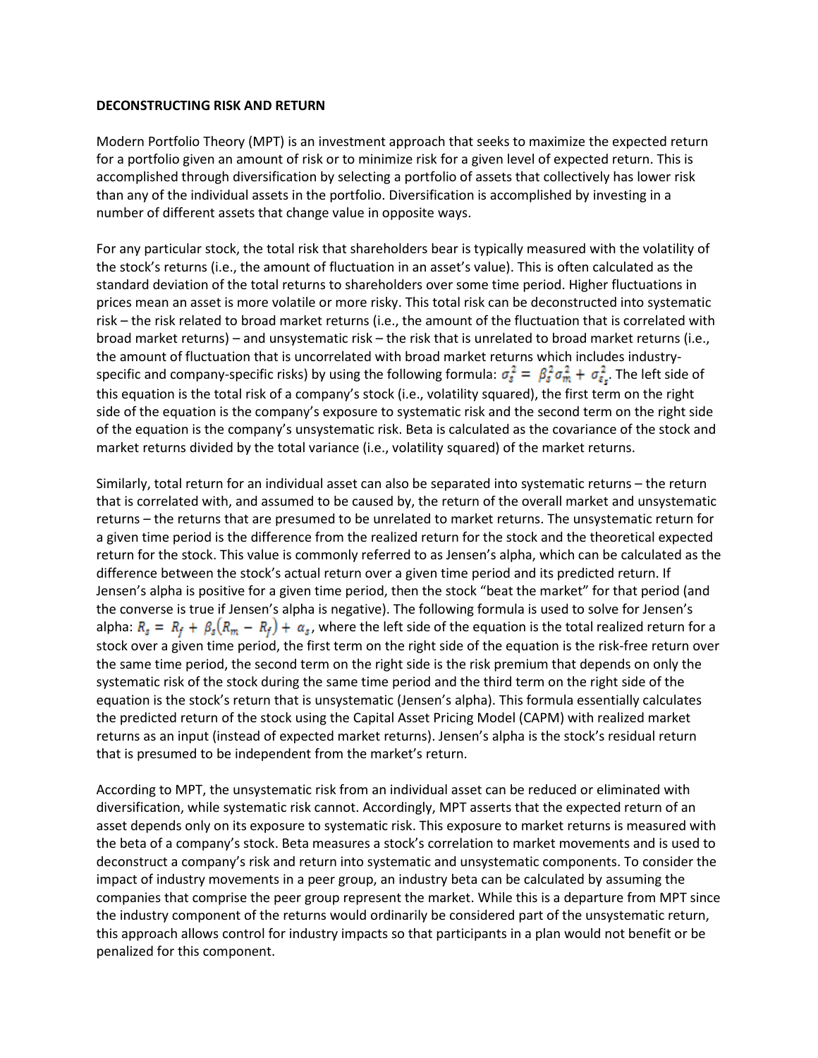**DECONSTRUCTING RISK AND RETURN**

Modern Portfolio Theory (MPT) is an investment approach that seeks to maximize the expected return for a portfolio given an amount of risk or to minimize risk for a given level of expected return. This is accomplished through diversification by selecting a portfolio of assets that collectively has lower risk than any of the individual assets in the portfolio. Diversification is accomplished by investing in a number of different assets that change value in opposite ways.

For any particular stock, the total risk that shareholders bear is typically measured with the volatility of the stock's returns (i.e., the amount of fluctuation in an asset's value). This is often calculated as the standard deviation of the total returns to shareholders over some time period. Higher fluctuations in prices mean an asset is more volatile or more risky. This total risk can be deconstructed into systematic risk – the risk related to broad market returns (i.e., the amount of the fluctuation that is correlated with broad market returns) – and unsystematic risk – the risk that is unrelated to broad market returns (i.e., the amount of fluctuation that is uncorrelated with broad market returns which includes industry-specific and company-specific risks) by using the following formula: $\sigma_s^2 = \beta_s^2 \sigma_m^2 + \sigma_{\varepsilon_s}^2$. The left side of this equation is the total risk of a company's stock (i.e., volatility squared), the first term on the right side of the equation is the company's exposure to systematic risk and the second term on the right side of the equation is the company's unsystematic risk. Beta is calculated as the covariance of the stock and market returns divided by the total variance (i.e., volatility squared) of the market returns.

Similarly, total return for an individual asset can also be separated into systematic returns – the return that is correlated with, and assumed to be caused by, the return of the overall market and unsystematic returns – the returns that are presumed to be unrelated to market returns. The unsystematic return for a given time period is the difference from the realized return for the stock and the theoretical expected return for the stock. This value is commonly referred to as Jensen's alpha, which can be calculated as the difference between the stock's actual return over a given time period and its predicted return. If Jensen's alpha is positive for a given time period, then the stock "beat the market" for that period (and the converse is true if Jensen's alpha is negative). The following formula is used to solve for Jensen's alpha: $R_s = R_f + \beta_s(R_m - R_f) + \alpha_s$, where the left side of the equation is the total realized return for a stock over a given time period, the first term on the right side of the equation is the risk-free return over the same time period, the second term on the right side is the risk premium that depends on only the systematic risk of the stock during the same time period and the third term on the right side of the equation is the stock's return that is unsystematic (Jensen's alpha). This formula essentially calculates the predicted return of the stock using the Capital Asset Pricing Model (CAPM) with realized market returns as an input (instead of expected market returns). Jensen's alpha is the stock's residual return that is presumed to be independent from the market's return.

According to MPT, the unsystematic risk from an individual asset can be reduced or eliminated with diversification, while systematic risk cannot. Accordingly, MPT asserts that the expected return of an asset depends only on its exposure to systematic risk. This exposure to market returns is measured with the beta of a company's stock. Beta measures a stock's correlation to market movements and is used to deconstruct a company's risk and return into systematic and unsystematic components. To consider the impact of industry movements in a peer group, an industry beta can be calculated by assuming the companies that comprise the peer group represent the market. While this is a departure from MPT since the industry component of the returns would ordinarily be considered part of the unsystematic return, this approach allows control for industry impacts so that participants in a plan would not benefit or be penalized for this component.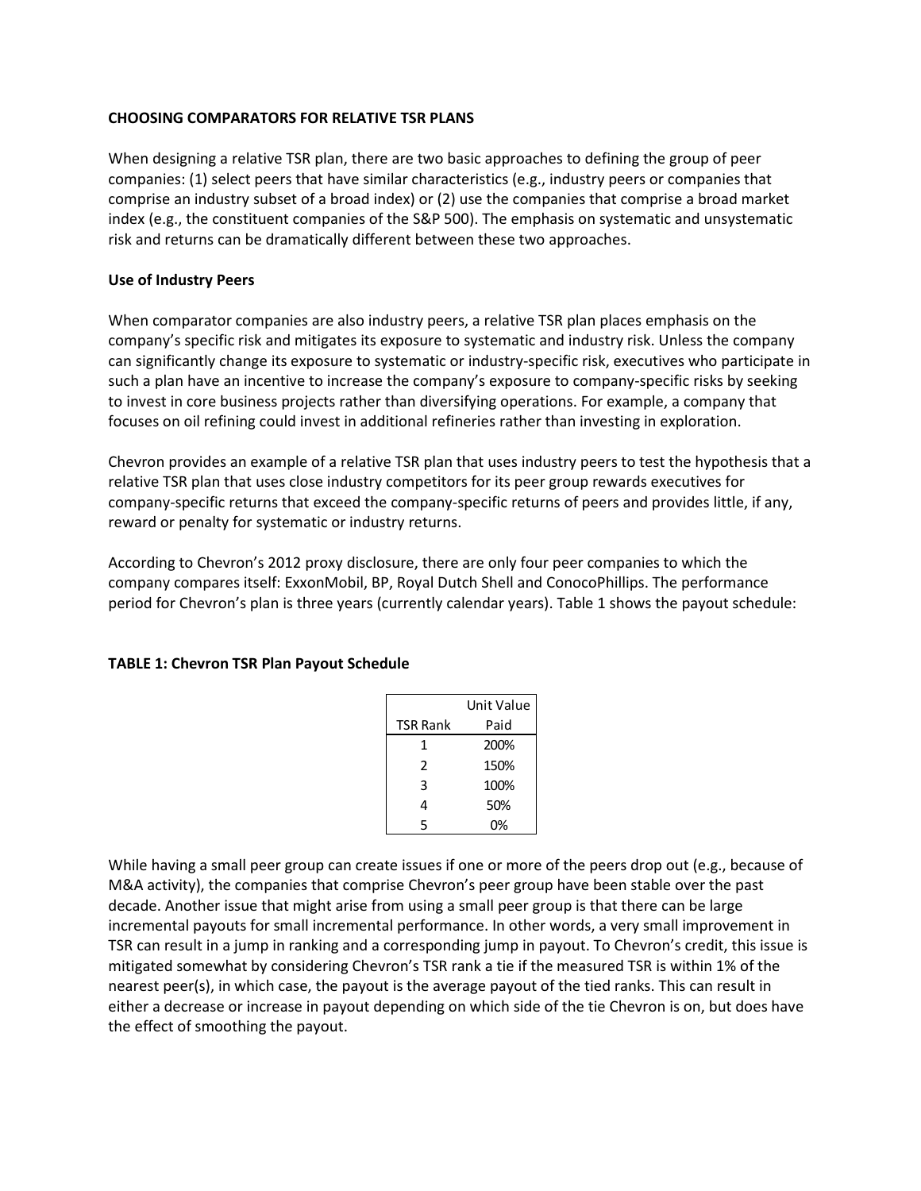**CHOOSING COMPARATORS FOR RELATIVE TSR PLANS**

When designing a relative TSR plan, there are two basic approaches to defining the group of peer companies: (1) select peers that have similar characteristics (e.g., industry peers or companies that comprise an industry subset of a broad index) or (2) use the companies that comprise a broad market index (e.g., the constituent companies of the S&P 500). The emphasis on systematic and unsystematic risk and returns can be dramatically different between these two approaches.

**Use of Industry Peers**

When comparator companies are also industry peers, a relative TSR plan places emphasis on the company's specific risk and mitigates its exposure to systematic and industry risk. Unless the company can significantly change its exposure to systematic or industry-specific risk, executives who participate in such a plan have an incentive to increase the company's exposure to company-specific risks by seeking to invest in core business projects rather than diversifying operations. For example, a company that focuses on oil refining could invest in additional refineries rather than investing in exploration.

Chevron provides an example of a relative TSR plan that uses industry peers to test the hypothesis that a relative TSR plan that uses close industry competitors for its peer group rewards executives for company-specific returns that exceed the company-specific returns of peers and provides little, if any, reward or penalty for systematic or industry returns.

According to Chevron's 2012 proxy disclosure, there are only four peer companies to which the company compares itself: ExxonMobil, BP, Royal Dutch Shell and ConocoPhillips. The performance period for Chevron's plan is three years (currently calendar years). Table 1 shows the payout schedule:

**TABLE 1: Chevron TSR Plan Payout Schedule**

| TSR Rank | Unit Value Paid |
|---|---|
| 1 | 200% |
| 2 | 150% |
| 3 | 100% |
| 4 | 50% |
| 5 | 0% |

While having a small peer group can create issues if one or more of the peers drop out (e.g., because of M&A activity), the companies that comprise Chevron's peer group have been stable over the past decade. Another issue that might arise from using a small peer group is that there can be large incremental payouts for small incremental performance. In other words, a very small improvement in TSR can result in a jump in ranking and a corresponding jump in payout. To Chevron's credit, this issue is mitigated somewhat by considering Chevron's TSR rank a tie if the measured TSR is within 1% of the nearest peer(s), in which case, the payout is the average payout of the tied ranks. This can result in either a decrease or increase in payout depending on which side of the tie Chevron is on, but does have the effect of smoothing the payout.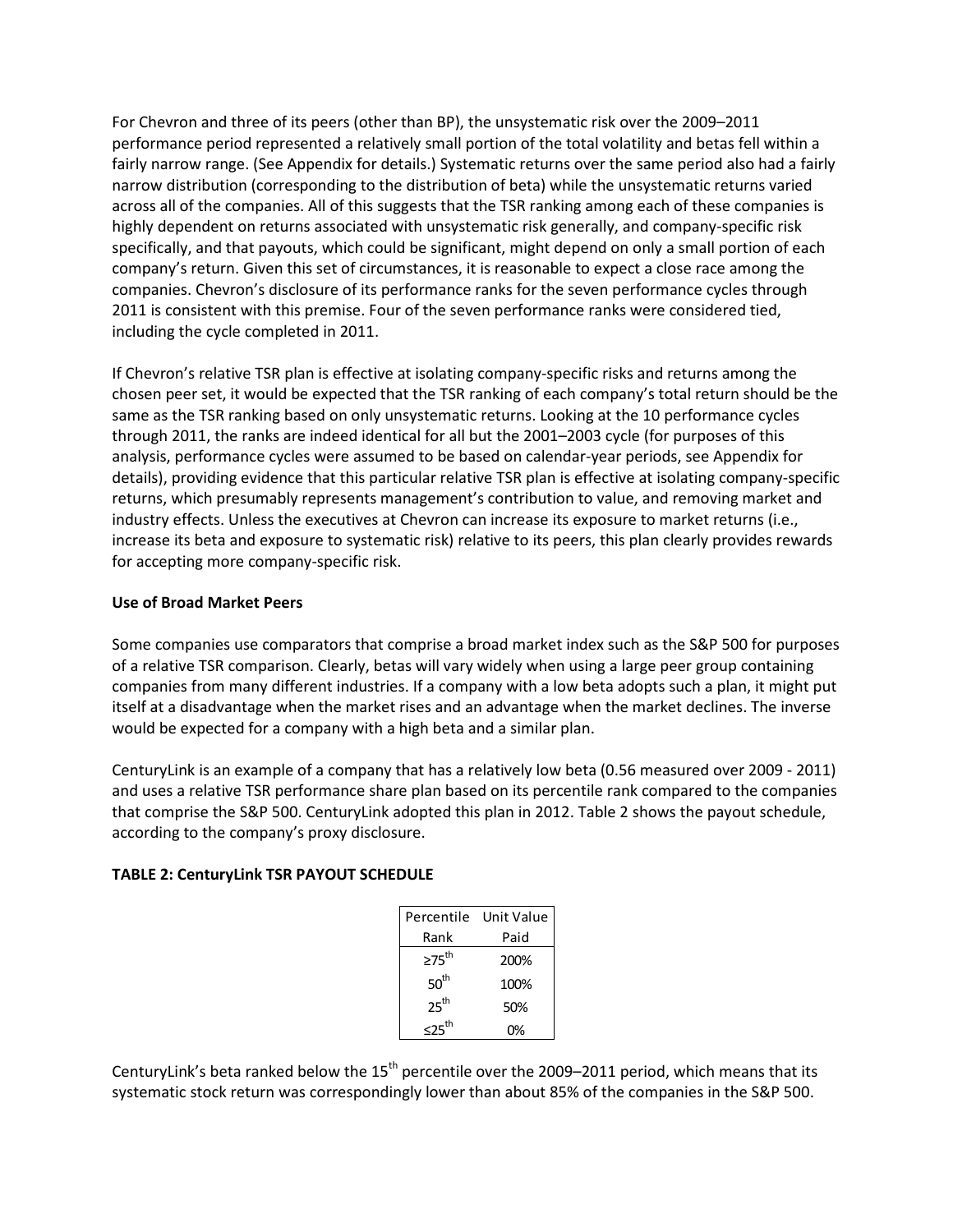For Chevron and three of its peers (other than BP), the unsystematic risk over the 2009–2011 performance period represented a relatively small portion of the total volatility and betas fell within a fairly narrow range. (See Appendix for details.) Systematic returns over the same period also had a fairly narrow distribution (corresponding to the distribution of beta) while the unsystematic returns varied across all of the companies. All of this suggests that the TSR ranking among each of these companies is highly dependent on returns associated with unsystematic risk generally, and company-specific risk specifically, and that payouts, which could be significant, might depend on only a small portion of each company's return. Given this set of circumstances, it is reasonable to expect a close race among the companies. Chevron's disclosure of its performance ranks for the seven performance cycles through 2011 is consistent with this premise. Four of the seven performance ranks were considered tied, including the cycle completed in 2011.

If Chevron's relative TSR plan is effective at isolating company-specific risks and returns among the chosen peer set, it would be expected that the TSR ranking of each company's total return should be the same as the TSR ranking based on only unsystematic returns. Looking at the 10 performance cycles through 2011, the ranks are indeed identical for all but the 2001–2003 cycle (for purposes of this analysis, performance cycles were assumed to be based on calendar-year periods, see Appendix for details), providing evidence that this particular relative TSR plan is effective at isolating company-specific returns, which presumably represents management's contribution to value, and removing market and industry effects. Unless the executives at Chevron can increase its exposure to market returns (i.e., increase its beta and exposure to systematic risk) relative to its peers, this plan clearly provides rewards for accepting more company-specific risk.

**Use of Broad Market Peers**

Some companies use comparators that comprise a broad market index such as the S&P 500 for purposes of a relative TSR comparison. Clearly, betas will vary widely when using a large peer group containing companies from many different industries. If a company with a low beta adopts such a plan, it might put itself at a disadvantage when the market rises and an advantage when the market declines. The inverse would be expected for a company with a high beta and a similar plan.

CenturyLink is an example of a company that has a relatively low beta (0.56 measured over 2009 - 2011) and uses a relative TSR performance share plan based on its percentile rank compared to the companies that comprise the S&P 500. CenturyLink adopted this plan in 2012. Table 2 shows the payout schedule, according to the company's proxy disclosure.

**TABLE 2: CenturyLink TSR PAYOUT SCHEDULE**

| Percentile Rank | Unit Value Paid |
|---|---|
| ≥75th | 200% |
| 50th | 100% |
| 25th | 50% |
| ≤25th | 0% |

CenturyLink's beta ranked below the 15th percentile over the 2009–2011 period, which means that its systematic stock return was correspondingly lower than about 85% of the companies in the S&P 500.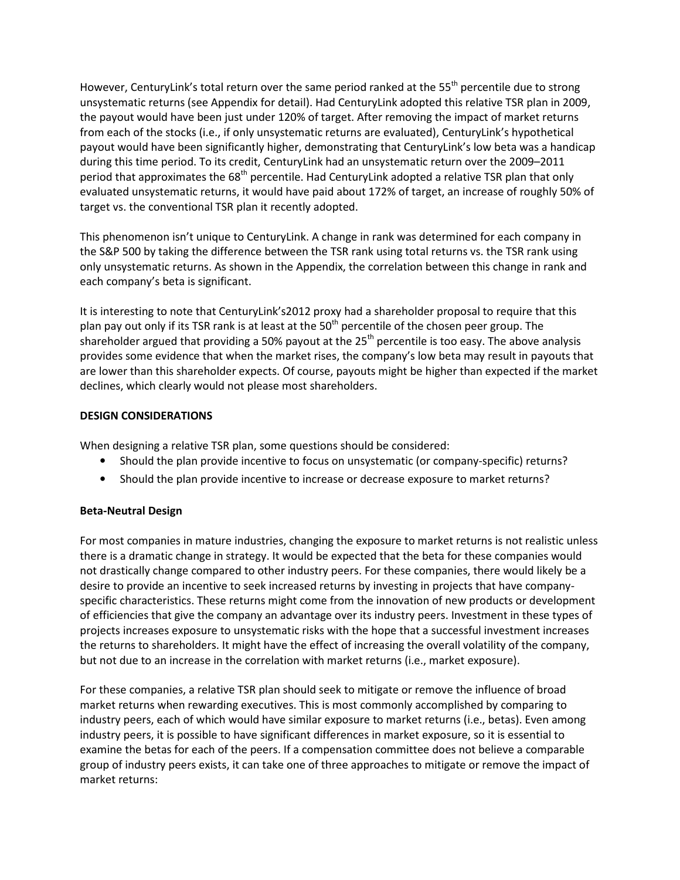However, CenturyLink's total return over the same period ranked at the 55th percentile due to strong unsystematic returns (see Appendix for detail). Had CenturyLink adopted this relative TSR plan in 2009, the payout would have been just under 120% of target. After removing the impact of market returns from each of the stocks (i.e., if only unsystematic returns are evaluated), CenturyLink's hypothetical payout would have been significantly higher, demonstrating that CenturyLink's low beta was a handicap during this time period. To its credit, CenturyLink had an unsystematic return over the 2009–2011 period that approximates the 68th percentile. Had CenturyLink adopted a relative TSR plan that only evaluated unsystematic returns, it would have paid about 172% of target, an increase of roughly 50% of target vs. the conventional TSR plan it recently adopted.

This phenomenon isn't unique to CenturyLink. A change in rank was determined for each company in the S&P 500 by taking the difference between the TSR rank using total returns vs. the TSR rank using only unsystematic returns. As shown in the Appendix, the correlation between this change in rank and each company's beta is significant.

It is interesting to note that CenturyLink's2012 proxy had a shareholder proposal to require that this plan pay out only if its TSR rank is at least at the 50th percentile of the chosen peer group. The shareholder argued that providing a 50% payout at the 25th percentile is too easy. The above analysis provides some evidence that when the market rises, the company's low beta may result in payouts that are lower than this shareholder expects. Of course, payouts might be higher than expected if the market declines, which clearly would not please most shareholders.

**DESIGN CONSIDERATIONS**

When designing a relative TSR plan, some questions should be considered:

- Should the plan provide incentive to focus on unsystematic (or company-specific) returns?
- Should the plan provide incentive to increase or decrease exposure to market returns?

**Beta-Neutral Design**

For most companies in mature industries, changing the exposure to market returns is not realistic unless there is a dramatic change in strategy. It would be expected that the beta for these companies would not drastically change compared to other industry peers. For these companies, there would likely be a desire to provide an incentive to seek increased returns by investing in projects that have company-specific characteristics. These returns might come from the innovation of new products or development of efficiencies that give the company an advantage over its industry peers. Investment in these types of projects increases exposure to unsystematic risks with the hope that a successful investment increases the returns to shareholders. It might have the effect of increasing the overall volatility of the company, but not due to an increase in the correlation with market returns (i.e., market exposure).

For these companies, a relative TSR plan should seek to mitigate or remove the influence of broad market returns when rewarding executives. This is most commonly accomplished by comparing to industry peers, each of which would have similar exposure to market returns (i.e., betas). Even among industry peers, it is possible to have significant differences in market exposure, so it is essential to examine the betas for each of the peers. If a compensation committee does not believe a comparable group of industry peers exists, it can take one of three approaches to mitigate or remove the impact of market returns: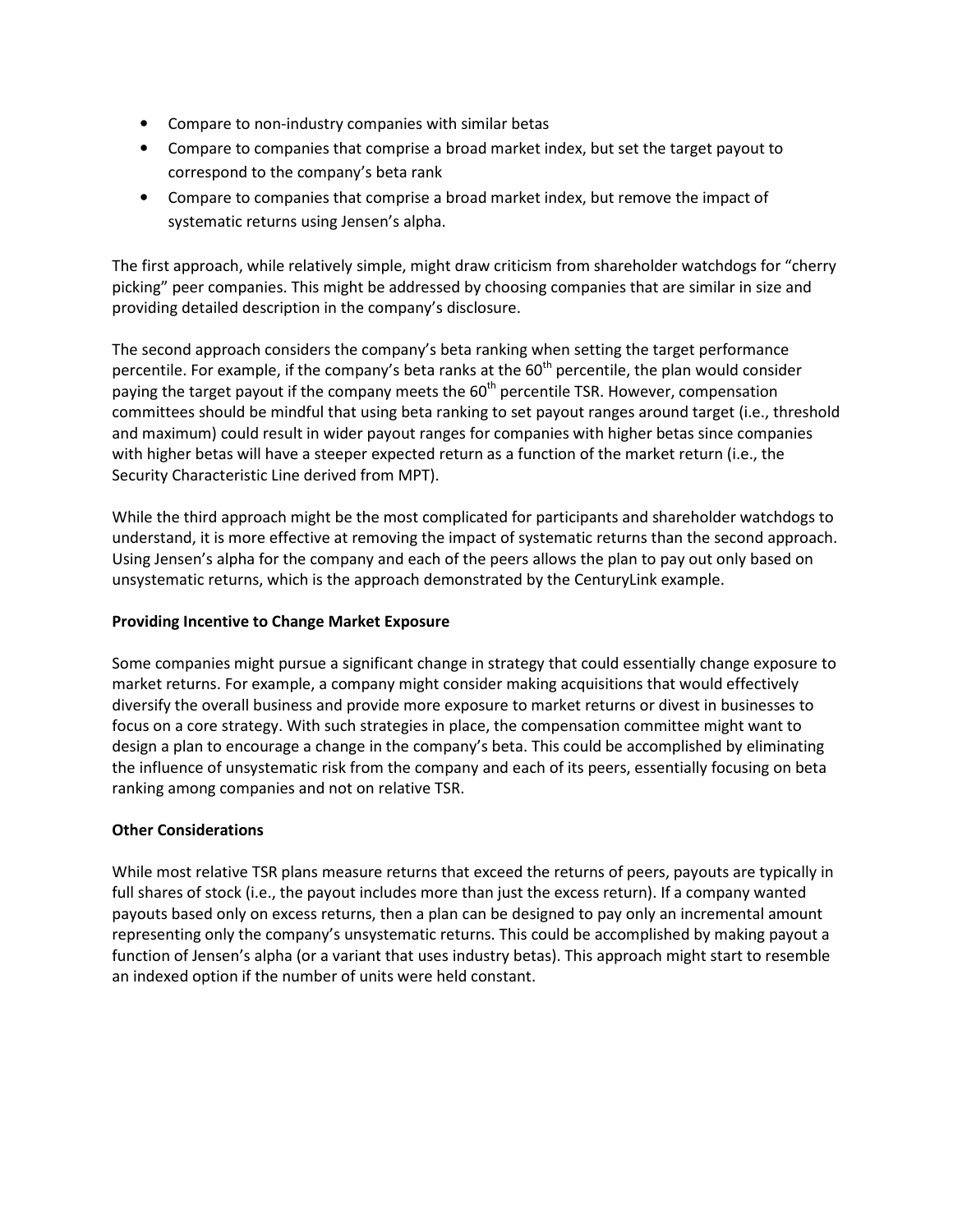- Compare to non-industry companies with similar betas
- Compare to companies that comprise a broad market index, but set the target payout to correspond to the company's beta rank
- Compare to companies that comprise a broad market index, but remove the impact of systematic returns using Jensen's alpha.

The first approach, while relatively simple, might draw criticism from shareholder watchdogs for "cherry picking" peer companies. This might be addressed by choosing companies that are similar in size and providing detailed description in the company's disclosure.

The second approach considers the company's beta ranking when setting the target performance percentile. For example, if the company's beta ranks at the 60th percentile, the plan would consider paying the target payout if the company meets the 60th percentile TSR. However, compensation committees should be mindful that using beta ranking to set payout ranges around target (i.e., threshold and maximum) could result in wider payout ranges for companies with higher betas since companies with higher betas will have a steeper expected return as a function of the market return (i.e., the Security Characteristic Line derived from MPT).

While the third approach might be the most complicated for participants and shareholder watchdogs to understand, it is more effective at removing the impact of systematic returns than the second approach. Using Jensen's alpha for the company and each of the peers allows the plan to pay out only based on unsystematic returns, which is the approach demonstrated by the CenturyLink example.

**Providing Incentive to Change Market Exposure**

Some companies might pursue a significant change in strategy that could essentially change exposure to market returns. For example, a company might consider making acquisitions that would effectively diversify the overall business and provide more exposure to market returns or divest in businesses to focus on a core strategy. With such strategies in place, the compensation committee might want to design a plan to encourage a change in the company's beta. This could be accomplished by eliminating the influence of unsystematic risk from the company and each of its peers, essentially focusing on beta ranking among companies and not on relative TSR.

**Other Considerations**

While most relative TSR plans measure returns that exceed the returns of peers, payouts are typically in full shares of stock (i.e., the payout includes more than just the excess return). If a company wanted payouts based only on excess returns, then a plan can be designed to pay only an incremental amount representing only the company's unsystematic returns. This could be accomplished by making payout a function of Jensen's alpha (or a variant that uses industry betas). This approach might start to resemble an indexed option if the number of units were held constant.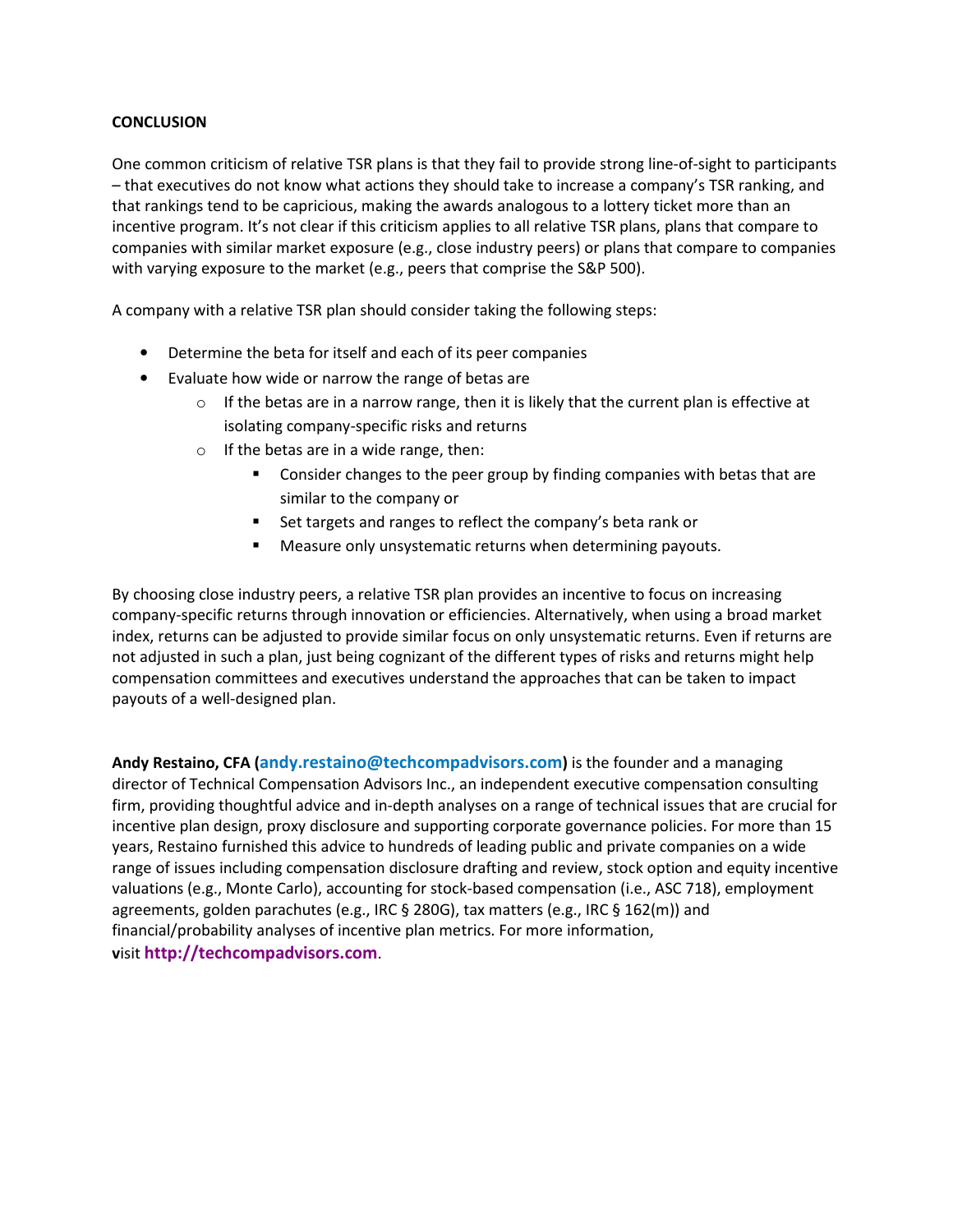**CONCLUSION**

One common criticism of relative TSR plans is that they fail to provide strong line-of-sight to participants – that executives do not know what actions they should take to increase a company's TSR ranking, and that rankings tend to be capricious, making the awards analogous to a lottery ticket more than an incentive program. It's not clear if this criticism applies to all relative TSR plans, plans that compare to companies with similar market exposure (e.g., close industry peers) or plans that compare to companies with varying exposure to the market (e.g., peers that comprise the S&P 500).

A company with a relative TSR plan should consider taking the following steps:

- Determine the beta for itself and each of its peer companies
- Evaluate how wide or narrow the range of betas are
  - If the betas are in a narrow range, then it is likely that the current plan is effective at isolating company-specific risks and returns
  - If the betas are in a wide range, then:
    - Consider changes to the peer group by finding companies with betas that are similar to the company or
    - Set targets and ranges to reflect the company's beta rank or
    - Measure only unsystematic returns when determining payouts.

By choosing close industry peers, a relative TSR plan provides an incentive to focus on increasing company-specific returns through innovation or efficiencies. Alternatively, when using a broad market index, returns can be adjusted to provide similar focus on only unsystematic returns. Even if returns are not adjusted in such a plan, just being cognizant of the different types of risks and returns might help compensation committees and executives understand the approaches that can be taken to impact payouts of a well-designed plan.

**Andy Restaino, CFA (andy.restaino@techcompadvisors.com)** is the founder and a managing director of Technical Compensation Advisors Inc., an independent executive compensation consulting firm, providing thoughtful advice and in-depth analyses on a range of technical issues that are crucial for incentive plan design, proxy disclosure and supporting corporate governance policies. For more than 15 years, Restaino furnished this advice to hundreds of leading public and private companies on a wide range of issues including compensation disclosure drafting and review, stock option and equity incentive valuations (e.g., Monte Carlo), accounting for stock-based compensation (i.e., ASC 718), employment agreements, golden parachutes (e.g., IRC § 280G), tax matters (e.g., IRC § 162(m)) and financial/probability analyses of incentive plan metrics. For more information, visit **http://techcompadvisors.com**.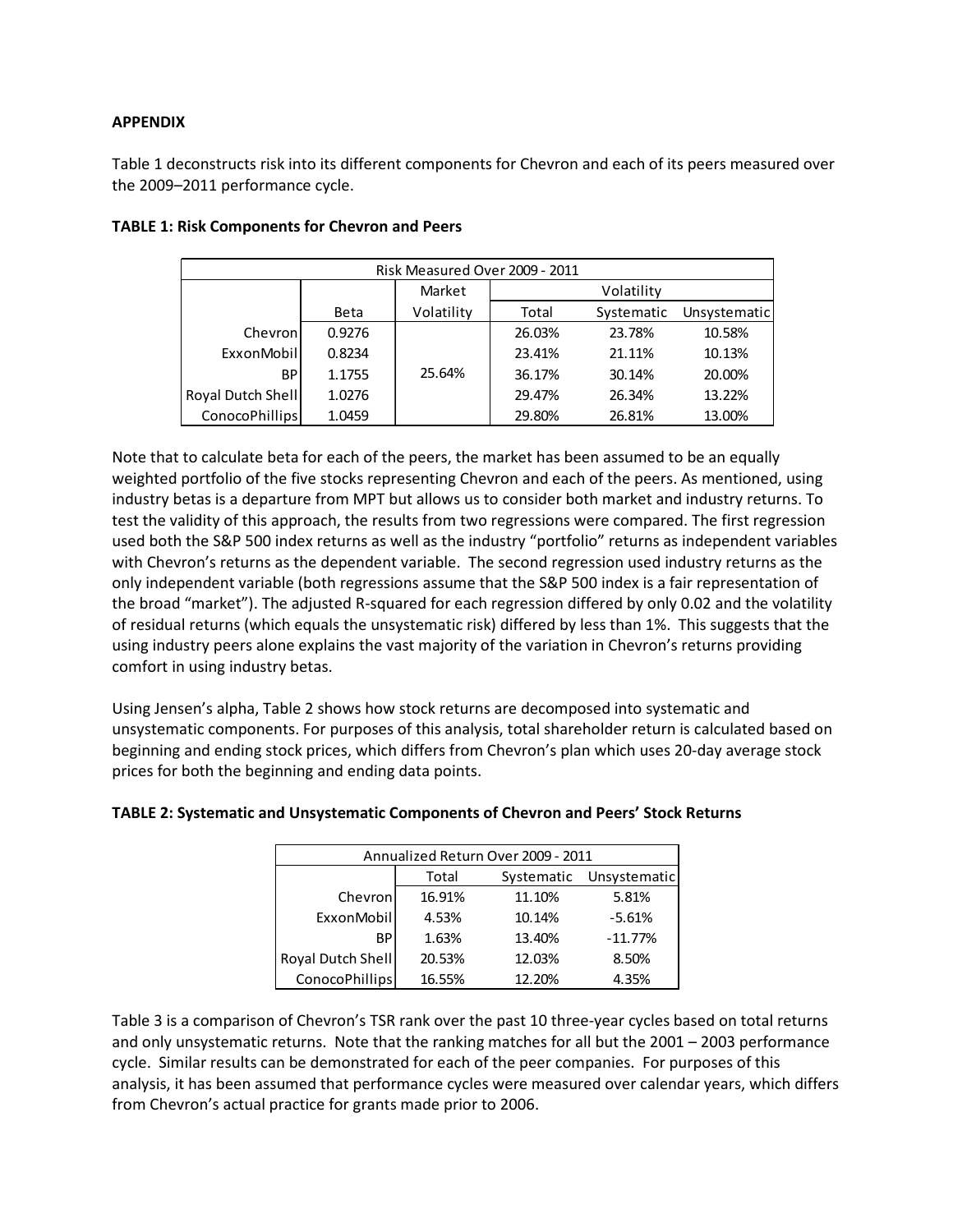**APPENDIX**

Table 1 deconstructs risk into its different components for Chevron and each of its peers measured over the 2009–2011 performance cycle.

**TABLE 1: Risk Components for Chevron and Peers**

| Risk Measured Over 2009 - 2011 | | | | | |
|---|---|---|---|---|---|
| | | Market | Volatility | | |
| | Beta | Volatility | Total | Systematic | Unsystematic |
| Chevron | 0.9276 | 25.64% | 26.03% | 23.78% | 10.58% |
| ExxonMobil | 0.8234 | | 23.41% | 21.11% | 10.13% |
| BP | 1.1755 | | 36.17% | 30.14% | 20.00% |
| Royal Dutch Shell | 1.0276 | | 29.47% | 26.34% | 13.22% |
| ConocoPhillips | 1.0459 | | 29.80% | 26.81% | 13.00% |

Note that to calculate beta for each of the peers, the market has been assumed to be an equally weighted portfolio of the five stocks representing Chevron and each of the peers. As mentioned, using industry betas is a departure from MPT but allows us to consider both market and industry returns. To test the validity of this approach, the results from two regressions were compared. The first regression used both the S&P 500 index returns as well as the industry "portfolio" returns as independent variables with Chevron's returns as the dependent variable. The second regression used industry returns as the only independent variable (both regressions assume that the S&P 500 index is a fair representation of the broad "market"). The adjusted R-squared for each regression differed by only 0.02 and the volatility of residual returns (which equals the unsystematic risk) differed by less than 1%. This suggests that the using industry peers alone explains the vast majority of the variation in Chevron's returns providing comfort in using industry betas.

Using Jensen's alpha, Table 2 shows how stock returns are decomposed into systematic and unsystematic components. For purposes of this analysis, total shareholder return is calculated based on beginning and ending stock prices, which differs from Chevron's plan which uses 20-day average stock prices for both the beginning and ending data points.

**TABLE 2: Systematic and Unsystematic Components of Chevron and Peers' Stock Returns**

| Annualized Return Over 2009 - 2011 | | | |
|---|---|---|---|
| | Total | Systematic | Unsystematic |
| Chevron | 16.91% | 11.10% | 5.81% |
| ExxonMobil | 4.53% | 10.14% | -5.61% |
| BP | 1.63% | 13.40% | -11.77% |
| Royal Dutch Shell | 20.53% | 12.03% | 8.50% |
| ConocoPhillips | 16.55% | 12.20% | 4.35% |

Table 3 is a comparison of Chevron's TSR rank over the past 10 three-year cycles based on total returns and only unsystematic returns. Note that the ranking matches for all but the 2001 – 2003 performance cycle. Similar results can be demonstrated for each of the peer companies. For purposes of this analysis, it has been assumed that performance cycles were measured over calendar years, which differs from Chevron's actual practice for grants made prior to 2006.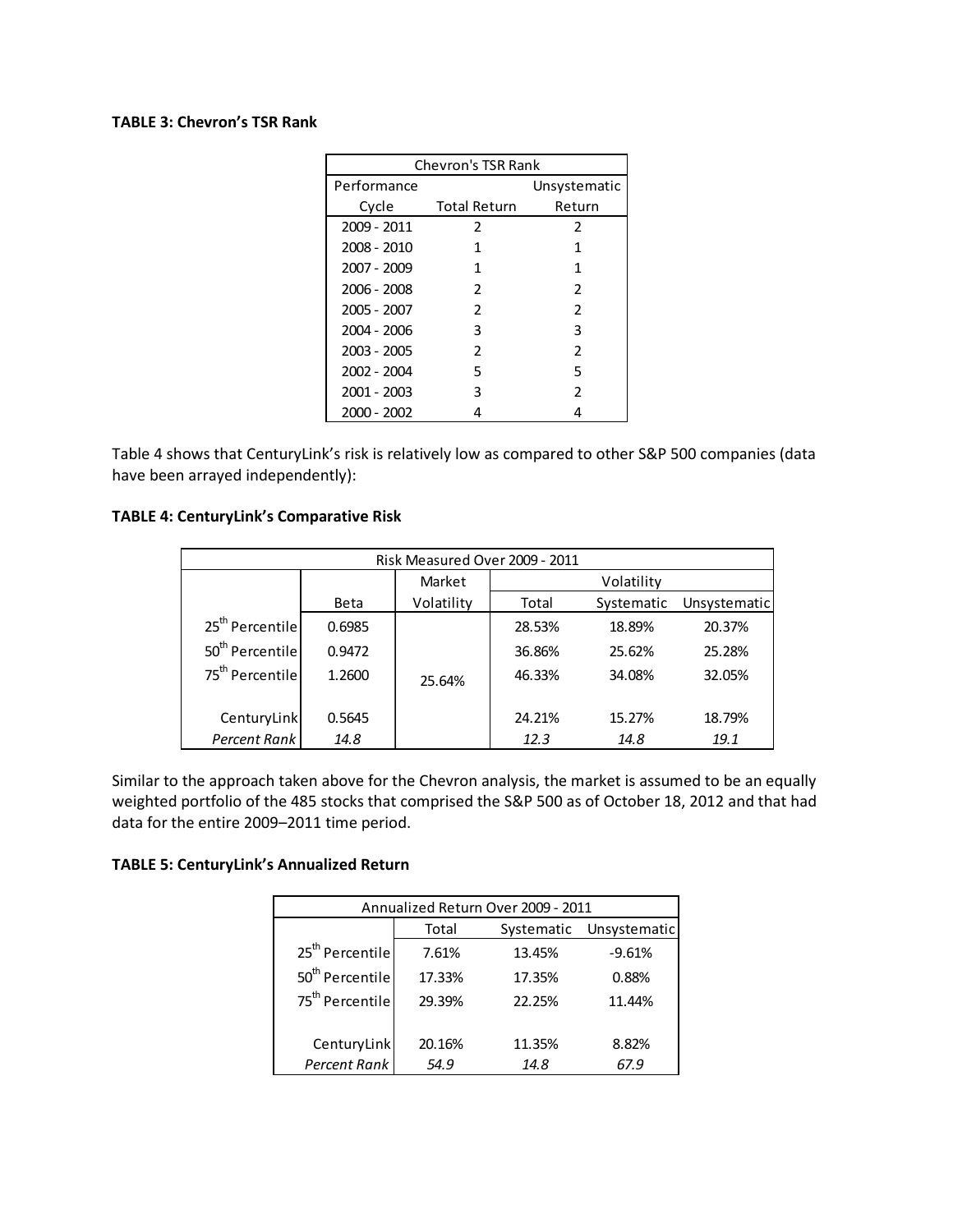**TABLE 3: Chevron's TSR Rank**

| Chevron's TSR Rank | | |
|---|---|---|
| Performance Cycle | Total Return | Unsystematic Return |
| 2009 - 2011 | 2 | 2 |
| 2008 - 2010 | 1 | 1 |
| 2007 - 2009 | 1 | 1 |
| 2006 - 2008 | 2 | 2 |
| 2005 - 2007 | 2 | 2 |
| 2004 - 2006 | 3 | 3 |
| 2003 - 2005 | 2 | 2 |
| 2002 - 2004 | 5 | 5 |
| 2001 - 2003 | 3 | 2 |
| 2000 - 2002 | 4 | 4 |

Table 4 shows that CenturyLink's risk is relatively low as compared to other S&P 500 companies (data have been arrayed independently):

**TABLE 4: CenturyLink's Comparative Risk**

| Risk Measured Over 2009 - 2011 | | | | | |
|---|---|---|---|---|---|
| | | Market | Volatility | | |
| | Beta | Volatility | Total | Systematic | Unsystematic |
| 25th Percentile | 0.6985 | | 28.53% | 18.89% | 20.37% |
| 50th Percentile | 0.9472 | | 36.86% | 25.62% | 25.28% |
| 75th Percentile | 1.2600 | 25.64% | 46.33% | 34.08% | 32.05% |
| CenturyLink | 0.5645 | | 24.21% | 15.27% | 18.79% |
| *Percent Rank* | *14.8* | | *12.3* | *14.8* | *19.1* |

Similar to the approach taken above for the Chevron analysis, the market is assumed to be an equally weighted portfolio of the 485 stocks that comprised the S&P 500 as of October 18, 2012 and that had data for the entire 2009–2011 time period.

**TABLE 5: CenturyLink's Annualized Return**

| Annualized Return Over 2009 - 2011 | | | |
|---|---|---|---|
| | Total | Systematic | Unsystematic |
| 25th Percentile | 7.61% | 13.45% | -9.61% |
| 50th Percentile | 17.33% | 17.35% | 0.88% |
| 75th Percentile | 29.39% | 22.25% | 11.44% |
| CenturyLink | 20.16% | 11.35% | 8.82% |
| *Percent Rank* | *54.9* | *14.8* | *67.9* |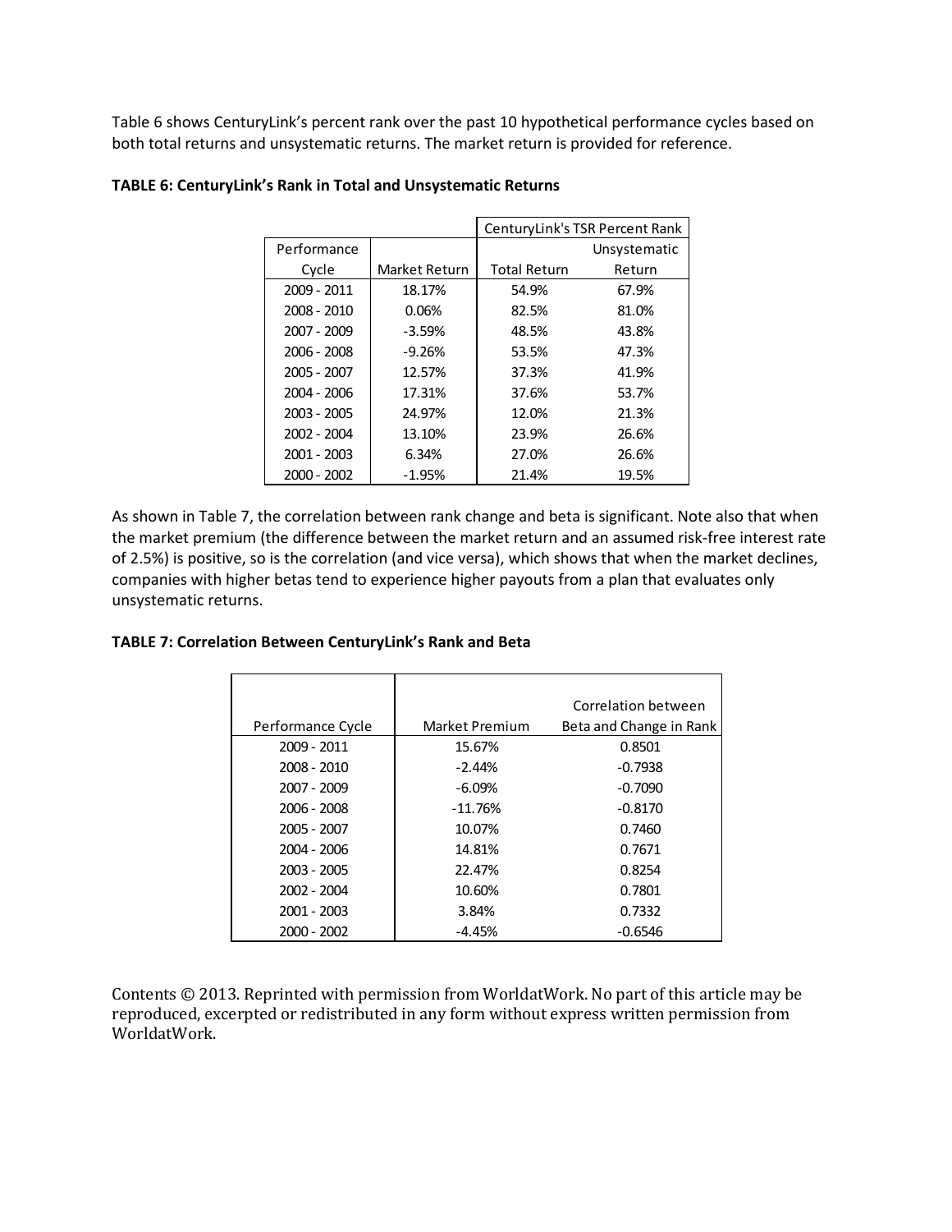Table 6 shows CenturyLink's percent rank over the past 10 hypothetical performance cycles based on both total returns and unsystematic returns. The market return is provided for reference.

**TABLE 6: CenturyLink's Rank in Total and Unsystematic Returns**

| | | CenturyLink's TSR Percent Rank | |
|---|---|---|---|
| Performance Cycle | Market Return | Total Return | Unsystematic Return |
| 2009 - 2011 | 18.17% | 54.9% | 67.9% |
| 2008 - 2010 | 0.06% | 82.5% | 81.0% |
| 2007 - 2009 | -3.59% | 48.5% | 43.8% |
| 2006 - 2008 | -9.26% | 53.5% | 47.3% |
| 2005 - 2007 | 12.57% | 37.3% | 41.9% |
| 2004 - 2006 | 17.31% | 37.6% | 53.7% |
| 2003 - 2005 | 24.97% | 12.0% | 21.3% |
| 2002 - 2004 | 13.10% | 23.9% | 26.6% |
| 2001 - 2003 | 6.34% | 27.0% | 26.6% |
| 2000 - 2002 | -1.95% | 21.4% | 19.5% |

As shown in Table 7, the correlation between rank change and beta is significant. Note also that when the market premium (the difference between the market return and an assumed risk-free interest rate of 2.5%) is positive, so is the correlation (and vice versa), which shows that when the market declines, companies with higher betas tend to experience higher payouts from a plan that evaluates only unsystematic returns.

**TABLE 7: Correlation Between CenturyLink's Rank and Beta**

| Performance Cycle | Market Premium | Correlation between Beta and Change in Rank |
|---|---|---|
| 2009 - 2011 | 15.67% | 0.8501 |
| 2008 - 2010 | -2.44% | -0.7938 |
| 2007 - 2009 | -6.09% | -0.7090 |
| 2006 - 2008 | -11.76% | -0.8170 |
| 2005 - 2007 | 10.07% | 0.7460 |
| 2004 - 2006 | 14.81% | 0.7671 |
| 2003 - 2005 | 22.47% | 0.8254 |
| 2002 - 2004 | 10.60% | 0.7801 |
| 2001 - 2003 | 3.84% | 0.7332 |
| 2000 - 2002 | -4.45% | -0.6546 |

Contents © 2013. Reprinted with permission from WorldatWork. No part of this article may be reproduced, excerpted or redistributed in any form without express written permission from WorldatWork.